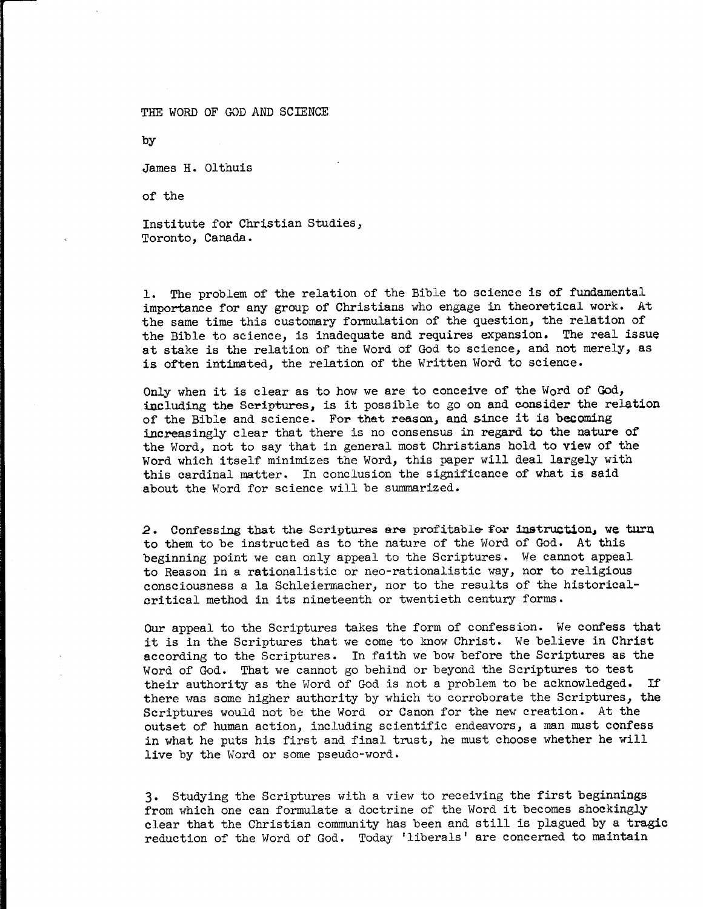# THE WORD OF GOD AND SCIENCE

by

James H. Olthuis

of the

Institute for Christian Studies,
Toronto, Canada.

1. The problem of the relation of the Bible to science is of fundamental importance for any group of Christians who engage in theoretical work. At the same time this customary formulation of the question, the relation of the Bible to science, is inadequate and requires expansion. The real issue at stake is the relation of the Word of God to science, and not merely, as is often intimated, the relation of the Written Word to science.

Only when it is clear as to how we are to conceive of the Word of God, including the Scriptures, is it possible to go on and consider the relation of the Bible and science. For that reason, and since it is becoming increasingly clear that there is no consensus in regard to the nature of the Word, not to say that in general most Christians hold to view of the Word which itself minimizes the Word, this paper will deal largely with this cardinal matter. In conclusion the significance of what is said about the Word for science will be summarized.

2. Confessing that the Scriptures are profitable for instruction, we turn to them to be instructed as to the nature of the Word of God. At this beginning point we can only appeal to the Scriptures. We cannot appeal to Reason in a rationalistic or neo-rationalistic way, nor to religious consciousness a la Schleiermacher, nor to the results of the historical-critical method in its nineteenth or twentieth century forms.

Our appeal to the Scriptures takes the form of confession. We confess that it is in the Scriptures that we come to know Christ. We believe in Christ according to the Scriptures. In faith we bow before the Scriptures as the Word of God. That we cannot go behind or beyond the Scriptures to test their authority as the Word of God is not a problem to be acknowledged. If there was some higher authority by which to corroborate the Scriptures, the Scriptures would not be the Word or Canon for the new creation. At the outset of human action, including scientific endeavors, a man must confess in what he puts his first and final trust, he must choose whether he will live by the Word or some pseudo-word.

3. Studying the Scriptures with a view to receiving the first beginnings from which one can formulate a doctrine of the Word it becomes shockingly clear that the Christian community has been and still is plagued by a tragic reduction of the Word of God. Today 'liberals' are concerned to maintain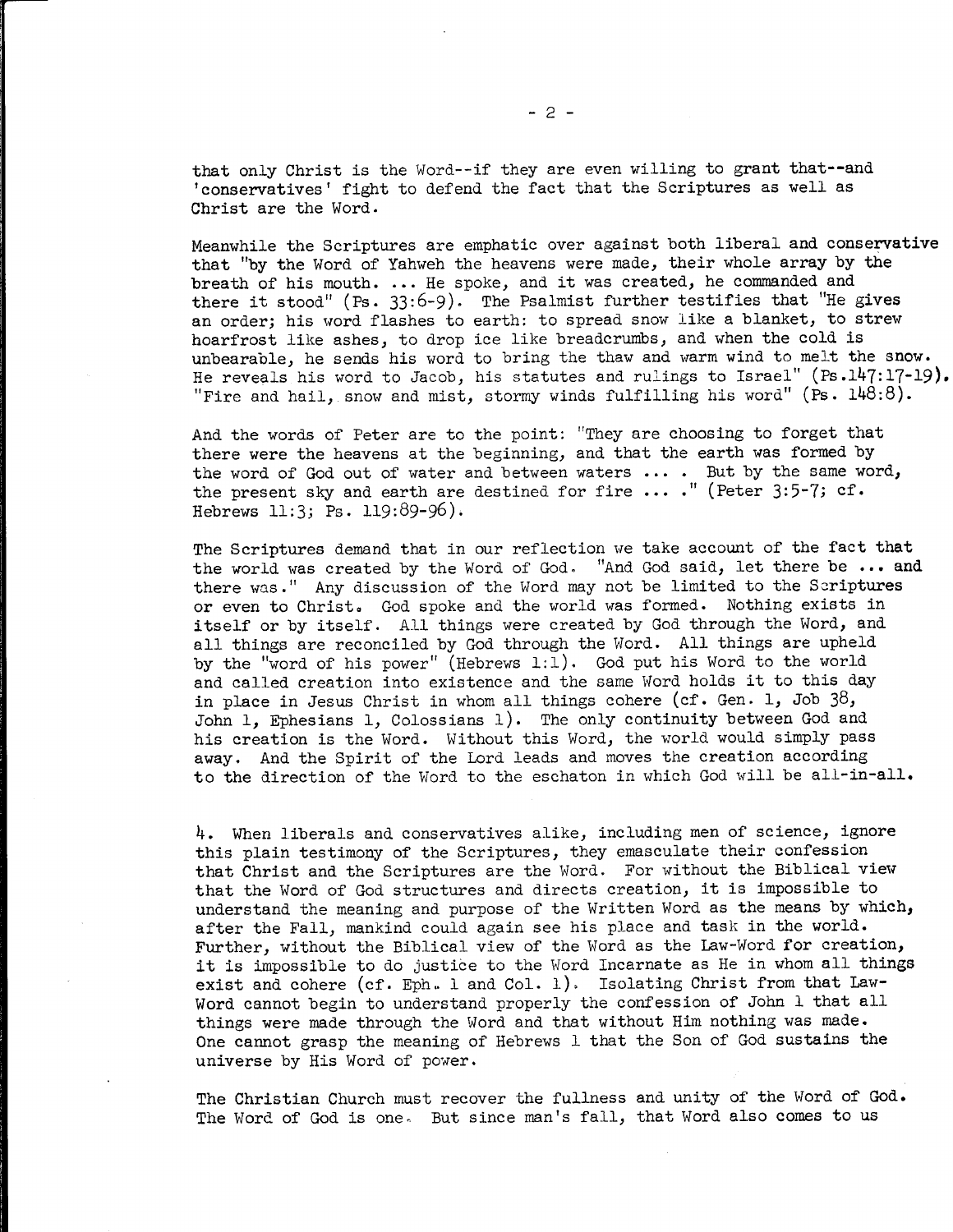that only Christ is the Word--if they are even willing to grant that--and 'conservatives' fight to defend the fact that the Scriptures as well as Christ are the Word.

Meanwhile the Scriptures are emphatic over against both liberal and conservative that "by the Word of Yahweh the heavens were made, their whole array by the breath of his mouth. ... He spoke, and it was created, he commanded and there it stood" (Ps. 33:6-9). The Psalmist further testifies that "He gives an order; his word flashes to earth: to spread snow like a blanket, to strew hoarfrost like ashes, to drop ice like breadcrumbs, and when the cold is unbearable, he sends his word to bring the thaw and warm wind to melt the snow. He reveals his word to Jacob, his statutes and rulings to Israel" (Ps.147:17-19). "Fire and hail, snow and mist, stormy winds fulfilling his word" (Ps. 148:8).

And the words of Peter are to the point: "They are choosing to forget that there were the heavens at the beginning, and that the earth was formed by the word of God out of water and between waters ... . But by the same word, the present sky and earth are destined for fire ... ." (Peter 3:5-7; cf. Hebrews 11:3; Ps. 119:89-96).

The Scriptures demand that in our reflection we take account of the fact that the world was created by the Word of God. "And God said, let there be ... and there was." Any discussion of the Word may not be limited to the Scriptures or even to Christ. God spoke and the world was formed. Nothing exists in itself or by itself. All things were created by God through the Word, and all things are reconciled by God through the Word. All things are upheld by the "word of his power" (Hebrews 1:1). God put his Word to the world and called creation into existence and the same Word holds it to this day in place in Jesus Christ in whom all things cohere (cf. Gen. 1, Job 38, John 1, Ephesians 1, Colossians 1). The only continuity between God and his creation is the Word. Without this Word, the world would simply pass away. And the Spirit of the Lord leads and moves the creation according to the direction of the Word to the eschaton in which God will be all-in-all.

4. When liberals and conservatives alike, including men of science, ignore this plain testimony of the Scriptures, they emasculate their confession that Christ and the Scriptures are the Word. For without the Biblical view that the Word of God structures and directs creation, it is impossible to understand the meaning and purpose of the Written Word as the means by which, after the Fall, mankind could again see his place and task in the world. Further, without the Biblical view of the Word as the Law-Word for creation, it is impossible to do justice to the Word Incarnate as He in whom all things exist and cohere (cf. Eph. 1 and Col. 1). Isolating Christ from that Law-Word cannot begin to understand properly the confession of John 1 that all things were made through the Word and that without Him nothing was made. One cannot grasp the meaning of Hebrews 1 that the Son of God sustains the universe by His Word of power.

The Christian Church must recover the fullness and unity of the Word of God. The Word of God is one. But since man's fall, that Word also comes to us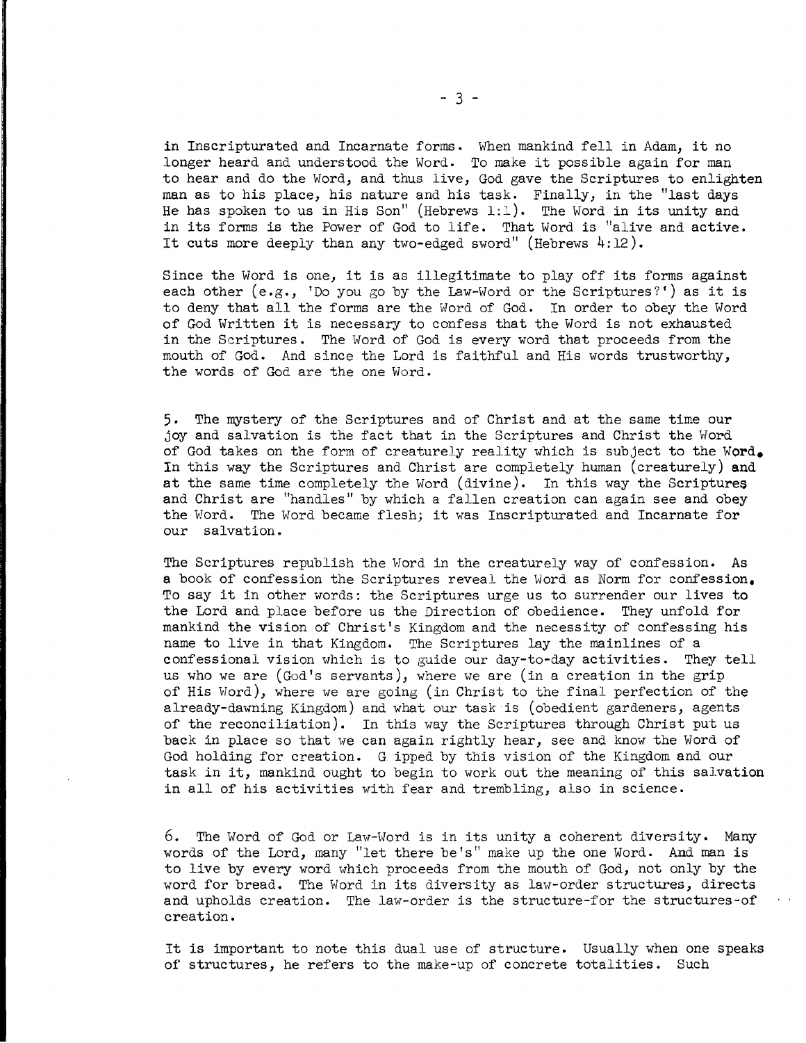in Inscripturated and Incarnate forms. When mankind fell in Adam, it no longer heard and understood the Word. To make it possible again for man to hear and do the Word, and thus live, God gave the Scriptures to enlighten man as to his place, his nature and his task. Finally, in the "last days He has spoken to us in His Son" (Hebrews 1:1). The Word in its unity and in its forms is the Power of God to life. That Word is "alive and active. It cuts more deeply than any two-edged sword" (Hebrews 4:12).

Since the Word is one, it is as illegitimate to play off its forms against each other (e.g., 'Do you go by the Law-Word or the Scriptures?') as it is to deny that all the forms are the Word of God. In order to obey the Word of God Written it is necessary to confess that the Word is not exhausted in the Scriptures. The Word of God is every word that proceeds from the mouth of God. And since the Lord is faithful and His words trustworthy, the words of God are the one Word.

5. The mystery of the Scriptures and of Christ and at the same time our joy and salvation is the fact that in the Scriptures and Christ the Word of God takes on the form of creaturely reality which is subject to the Word. In this way the Scriptures and Christ are completely human (creaturely) and at the same time completely the Word (divine). In this way the Scriptures and Christ are "handles" by which a fallen creation can again see and obey the Word. The Word became flesh; it was Inscripturated and Incarnate for our salvation.

The Scriptures republish the Word in the creaturely way of confession. As a book of confession the Scriptures reveal the Word as Norm for confession. To say it in other words: the Scriptures urge us to surrender our lives to the Lord and place before us the Direction of obedience. They unfold for mankind the vision of Christ's Kingdom and the necessity of confessing his name to live in that Kingdom. The Scriptures lay the mainlines of a confessional vision which is to guide our day-to-day activities. They tell us who we are (God's servants), where we are (in a creation in the grip of His Word), where we are going (in Christ to the final perfection of the already-dawning Kingdom) and what our task is (obedient gardeners, agents of the reconciliation). In this way the Scriptures through Christ put us back in place so that we can again rightly hear, see and know the Word of God holding for creation. G ipped by this vision of the Kingdom and our task in it, mankind ought to begin to work out the meaning of this salvation in all of his activities with fear and trembling, also in science.

6. The Word of God or Law-Word is in its unity a coherent diversity. Many words of the Lord, many "let there be's" make up the one Word. And man is to live by every word which proceeds from the mouth of God, not only by the word for bread. The Word in its diversity as law-order structures, directs and upholds creation. The law-order is the structure-for the structures-of creation.

It is important to note this dual use of structure. Usually when one speaks of structures, he refers to the make-up of concrete totalities. Such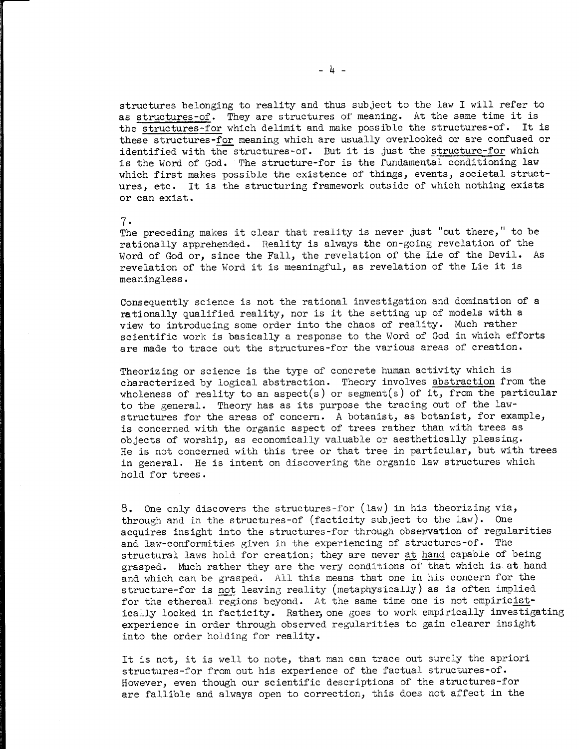structures belonging to reality and thus subject to the law I will refer to as structures-of. They are structures of meaning. At the same time it is the structures-for which delimit and make possible the structures-of. It is these structures-for meaning which are usually overlooked or are confused or identified with the structures-of. But it is just the structure-for which is the Word of God. The structure-for is the fundamental conditioning law which first makes possible the existence of things, events, societal structures, etc. It is the structuring framework outside of which nothing exists or can exist.

7.
The preceding makes it clear that reality is never just "out there," to be rationally apprehended. Reality is always the on-going revelation of the Word of God or, since the Fall, the revelation of the Lie of the Devil. As revelation of the Word it is meaningful, as revelation of the Lie it is meaningless.

Consequently science is not the rational investigation and domination of a rationally qualified reality, nor is it the setting up of models with a view to introducing some order into the chaos of reality. Much rather scientific work is basically a response to the Word of God in which efforts are made to trace out the structures-for the various areas of creation.

Theorizing or science is the type of concrete human activity which is characterized by logical abstraction. Theory involves abstraction from the wholeness of reality to an aspect(s) or segment(s) of it, from the particular to the general. Theory has as its purpose the tracing out of the law-structures for the areas of concern. A botanist, as botanist, for example, is concerned with the organic aspect of trees rather than with trees as objects of worship, as economically valuable or aesthetically pleasing. He is not concerned with this tree or that tree in particular, but with trees in general. He is intent on discovering the organic law structures which hold for trees.

8. One only discovers the structures-for (law) in his theorizing via, through and in the structures-of (facticity subject to the law). One acquires insight into the structures-for through observation of regularities and law-conformities given in the experiencing of structures-of. The structural laws hold for creation; they are never at hand capable of being grasped. Much rather they are the very conditions of that which is at hand and which can be grasped. All this means that one in his concern for the structure-for is not leaving reality (metaphysically) as is often implied for the ethereal regions beyond. At the same time one is not empiricistically locked in facticity. Rather, one goes to work empirically investigating experience in order through observed regularities to gain clearer insight into the order holding for reality.

It is not, it is well to note, that man can trace out surely the apriori structures-for from out his experience of the factual structures-of. However, even though our scientific descriptions of the structures-for are fallible and always open to correction, this does not affect in the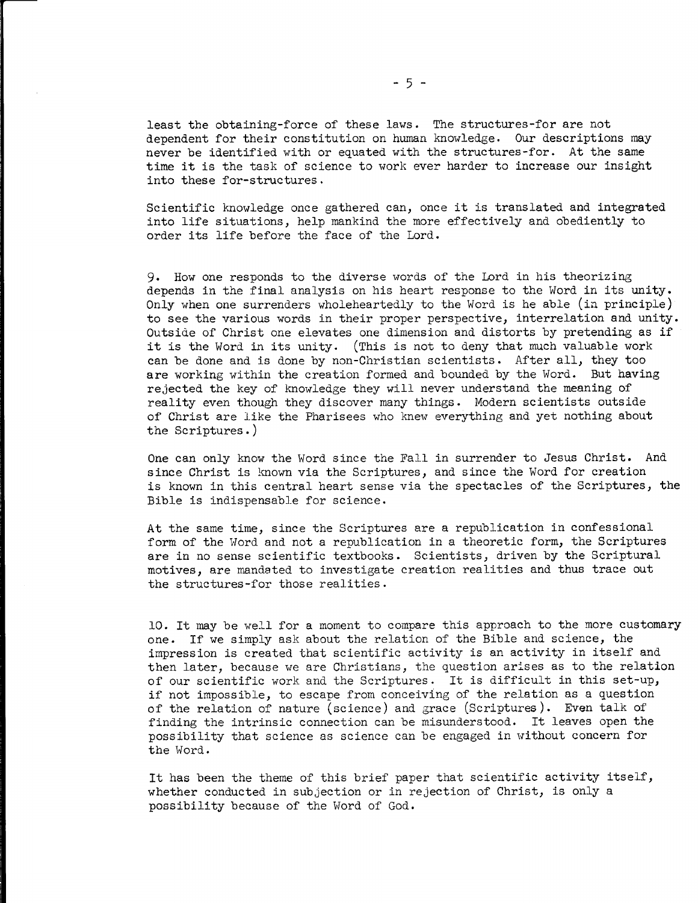least the obtaining-force of these laws. The structures-for are not dependent for their constitution on human knowledge. Our descriptions may never be identified with or equated with the structures-for. At the same time it is the task of science to work ever harder to increase our insight into these for-structures.

Scientific knowledge once gathered can, once it is translated and integrated into life situations, help mankind the more effectively and obediently to order its life before the face of the Lord.

9. How one responds to the diverse words of the Lord in his theorizing depends in the final analysis on his heart response to the Word in its unity. Only when one surrenders wholeheartedly to the Word is he able (in principle) to see the various words in their proper perspective, interrelation and unity. Outside of Christ one elevates one dimension and distorts by pretending as if it is the Word in its unity. (This is not to deny that much valuable work can be done and is done by non-Christian scientists. After all, they too are working within the creation formed and bounded by the Word. But having rejected the key of knowledge they will never understand the meaning of reality even though they discover many things. Modern scientists outside of Christ are like the Pharisees who knew everything and yet nothing about the Scriptures.)

One can only know the Word since the Fall in surrender to Jesus Christ. And since Christ is known via the Scriptures, and since the Word for creation is known in this central heart sense via the spectacles of the Scriptures, the Bible is indispensable for science.

At the same time, since the Scriptures are a republication in confessional form of the Word and not a republication in a theoretic form, the Scriptures are in no sense scientific textbooks. Scientists, driven by the Scriptural motives, are mandated to investigate creation realities and thus trace out the structures-for those realities.

10. It may be well for a moment to compare this approach to the more customary one. If we simply ask about the relation of the Bible and science, the impression is created that scientific activity is an activity in itself and then later, because we are Christians, the question arises as to the relation of our scientific work and the Scriptures. It is difficult in this set-up, if not impossible, to escape from conceiving of the relation as a question of the relation of nature (science) and grace (Scriptures). Even talk of finding the intrinsic connection can be misunderstood. It leaves open the possibility that science as science can be engaged in without concern for the Word.

It has been the theme of this brief paper that scientific activity itself, whether conducted in subjection or in rejection of Christ, is only a possibility because of the Word of God.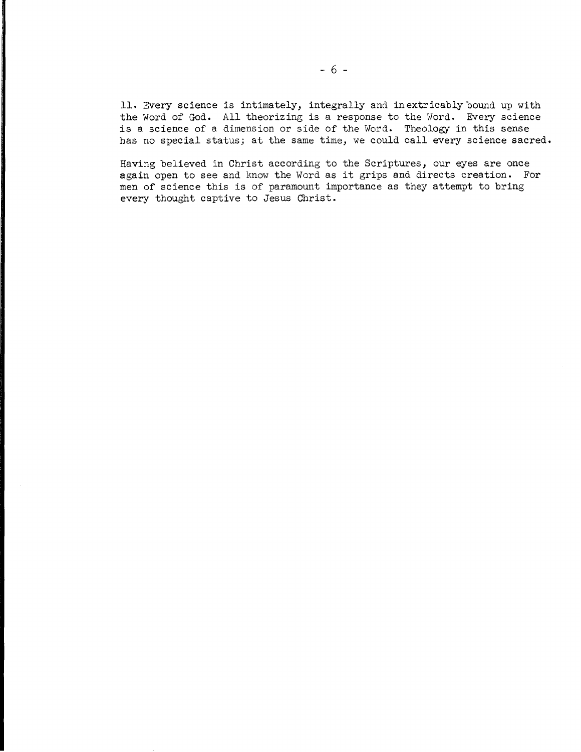11. Every science is intimately, integrally and inextricably bound up with the Word of God. All theorizing is a response to the Word. Every science is a science of a dimension or side of the Word. Theology in this sense has no special status; at the same time, we could call every science sacred.

Having believed in Christ according to the Scriptures, our eyes are once again open to see and know the Word as it grips and directs creation. For men of science this is of paramount importance as they attempt to bring every thought captive to Jesus Christ.